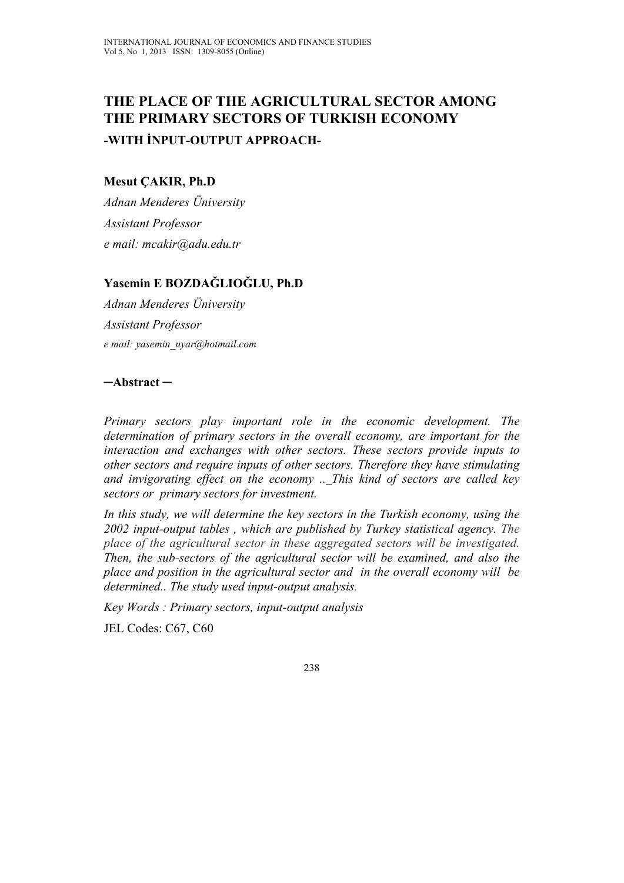# THE PLACE OF THE AGRICULTURAL SECTOR AMONG THE PRIMARY SECTORS OF TURKISH ECONOMY

### -WITH İNPUT-OUTPUT APPROACH-

**Mesut ÇAKIR, Ph.D**

*Adnan Menderes Üniversity*

*Assistant Professor*

*e mail: mcakir@adu.edu.tr*

**Yasemin E BOZDAĞLIOĞLU, Ph.D**

*Adnan Menderes Üniversity*

*Assistant Professor*

*e mail: yasemin_uyar@hotmail.com*

**─Abstract ─**

*Primary sectors play important role in the economic development. The determination of primary sectors in the overall economy, are important for the interaction and exchanges with other sectors. These sectors provide inputs to other sectors and require inputs of other sectors. Therefore they have stimulating and invigorating effect on the economy .._This kind of sectors are called key sectors or primary sectors for investment.*

*In this study, we will determine the key sectors in the Turkish economy, using the 2002 input-output tables , which are published by Turkey statistical agency. The place of the agricultural sector in these aggregated sectors will be investigated. Then, the sub-sectors of the agricultural sector will be examined, and also the place and position in the agricultural sector and in the overall economy will be determined.. The study used input-output analysis.*

*Key Words : Primary sectors, input-output analysis*

JEL Codes: C67, C60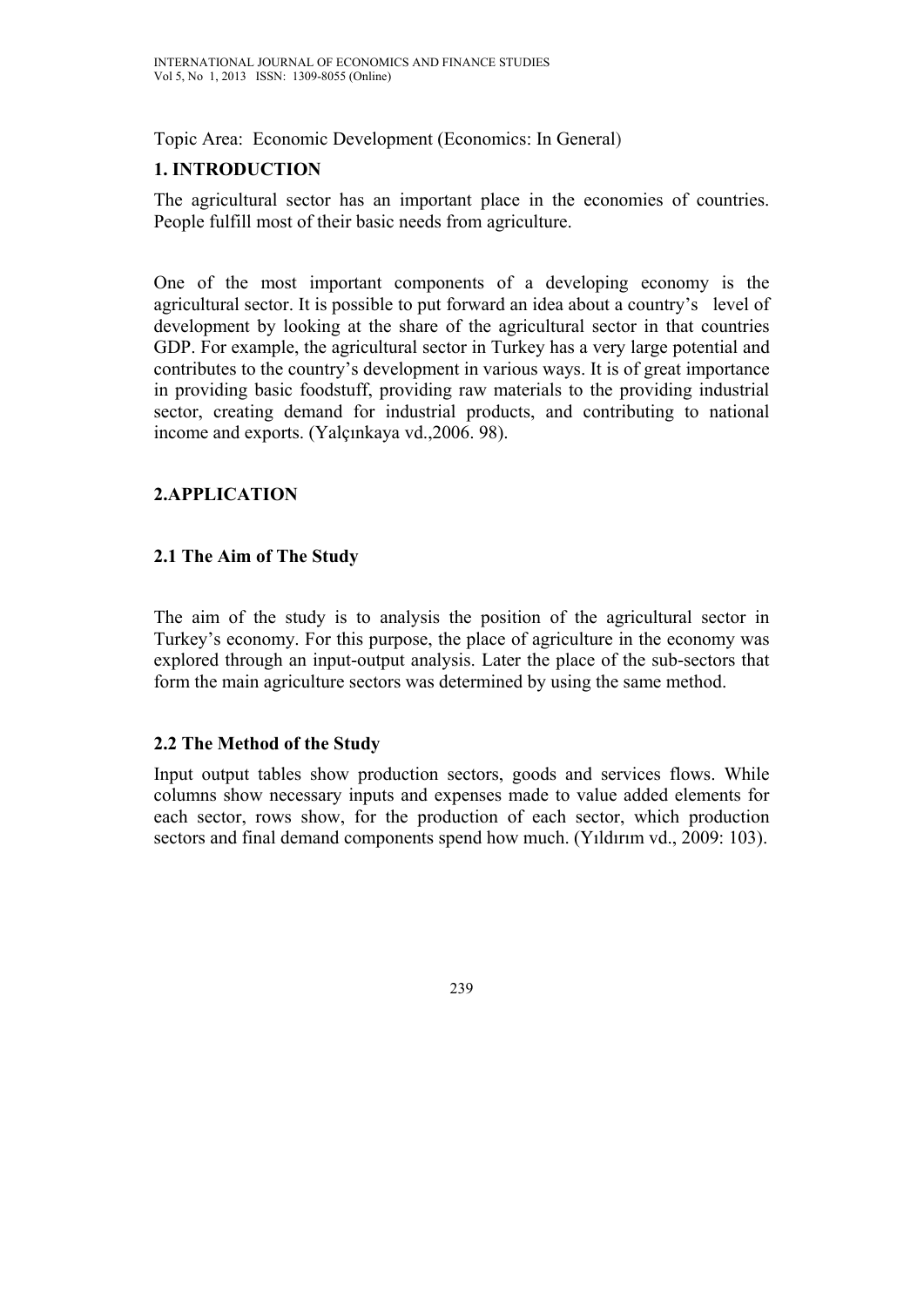Topic Area: Economic Development (Economics: In General)

## 1. INTRODUCTION

The agricultural sector has an important place in the economies of countries. People fulfill most of their basic needs from agriculture.

One of the most important components of a developing economy is the agricultural sector. It is possible to put forward an idea about a country's level of development by looking at the share of the agricultural sector in that countries GDP. For example, the agricultural sector in Turkey has a very large potential and contributes to the country's development in various ways. It is of great importance in providing basic foodstuff, providing raw materials to the providing industrial sector, creating demand for industrial products, and contributing to national income and exports. (Yalçınkaya vd.,2006. 98).

## 2.APPLICATION

### 2.1 The Aim of The Study

The aim of the study is to analysis the position of the agricultural sector in Turkey's economy. For this purpose, the place of agriculture in the economy was explored through an input-output analysis. Later the place of the sub-sectors that form the main agriculture sectors was determined by using the same method.

### 2.2 The Method of the Study

Input output tables show production sectors, goods and services flows. While columns show necessary inputs and expenses made to value added elements for each sector, rows show, for the production of each sector, which production sectors and final demand components spend how much. (Yıldırım vd., 2009: 103).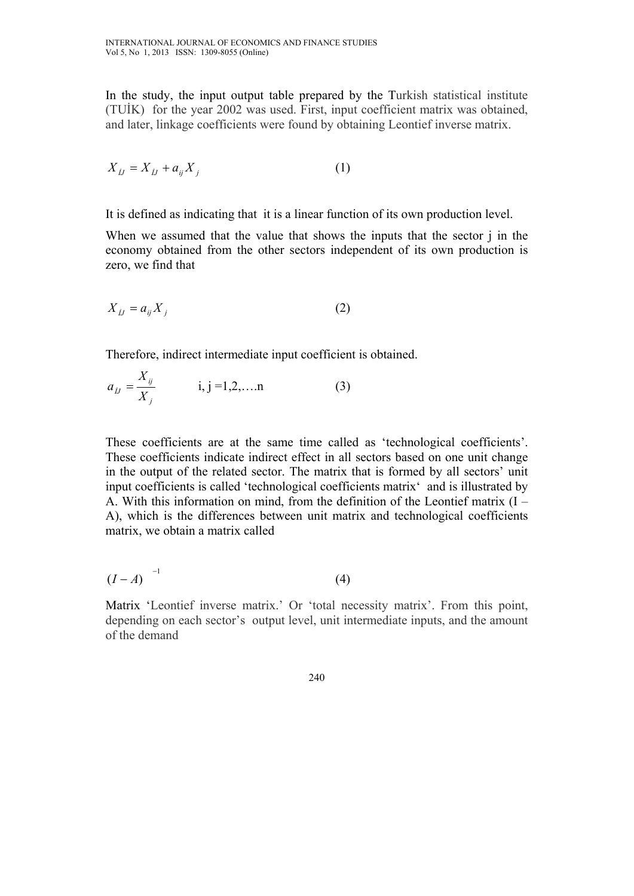In the study, the input output table prepared by the Turkish statistical institute (TUİK) for the year 2002 was used. First, input coefficient matrix was obtained, and later, linkage coefficients were found by obtaining Leontief inverse matrix.

$$X_{İJ} = X_{İJ} + a_{ij} X_j \tag{1}$$

It is defined as indicating that it is a linear function of its own production level.

When we assumed that the value that shows the inputs that the sector j in the economy obtained from the other sectors independent of its own production is zero, we find that

$$X_{İJ} = a_{ij} X_j \tag{2}$$

Therefore, indirect intermediate input coefficient is obtained.

$$a_{İJ} = \frac{X_{ij}}{X_j} \qquad \text{i, j} = 1,2,\ldots.\text{n} \tag{3}$$

These coefficients are at the same time called as 'technological coefficients'. These coefficients indicate indirect effect in all sectors based on one unit change in the output of the related sector. The matrix that is formed by all sectors' unit input coefficients is called 'technological coefficients matrix' and is illustrated by A. With this information on mind, from the definition of the Leontief matrix (I – A), which is the differences between unit matrix and technological coefficients matrix, we obtain a matrix called

$$(I - A)^{-1} \tag{4}$$

Matrix 'Leontief inverse matrix.' Or 'total necessity matrix'. From this point, depending on each sector's output level, unit intermediate inputs, and the amount of the demand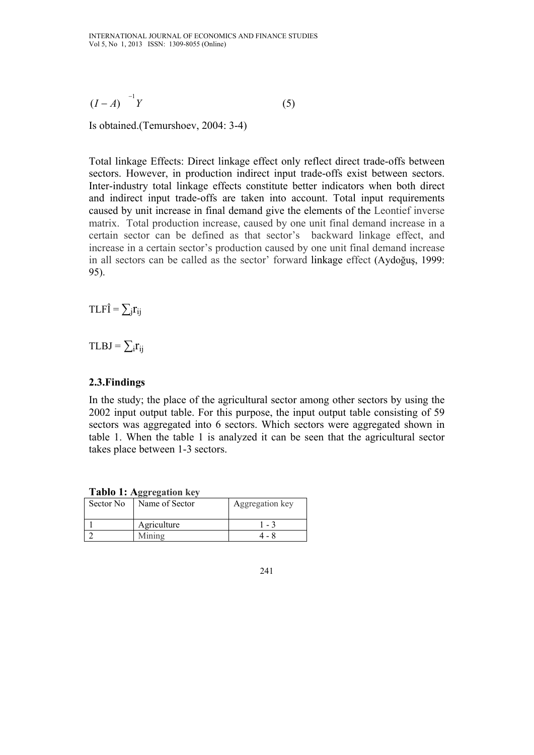$$(I - A)^{-1} Y \qquad (5)$$

Is obtained.(Temurshoev, 2004: 3-4)

Total linkage Effects: Direct linkage effect only reflect direct trade-offs between sectors. However, in production indirect input trade-offs exist between sectors. Inter-industry total linkage effects constitute better indicators when both direct and indirect input trade-offs are taken into account. Total input requirements caused by unit increase in final demand give the elements of the Leontief inverse matrix. Total production increase, caused by one unit final demand increase in a certain sector can be defined as that sector's backward linkage effect, and increase in a certain sector's production caused by one unit final demand increase in all sectors can be called as the sector' forward linkage effect (Aydoğuş, 1999: 95).

$$\text{TLF}\hat{\text{I}} = \sum_j r_{ij}$$

$$\text{TLBJ} = \sum_i r_{ij}$$

### 2.3.Findings

In the study; the place of the agricultural sector among other sectors by using the 2002 input output table. For this purpose, the input output table consisting of 59 sectors was aggregated into 6 sectors. Which sectors were aggregated shown in table 1. When the table 1 is analyzed it can be seen that the agricultural sector takes place between 1-3 sectors.

**Tablo 1: Aggregation key**

| Sector No | Name of Sector | Aggregation key |
|---|---|---|
| 1 | Agriculture | 1 - 3 |
| 2 | Mining | 4 - 8 |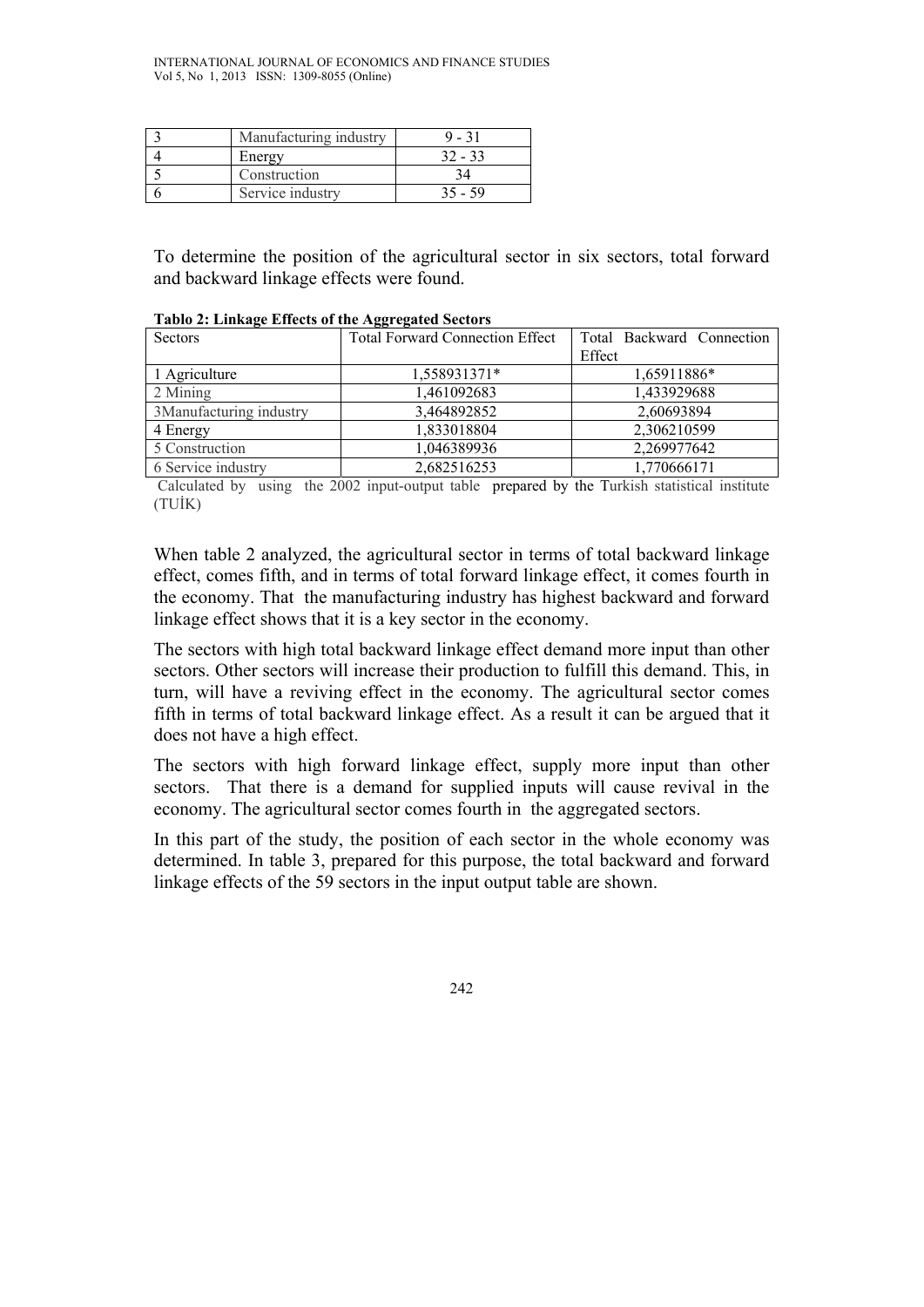| 3 | Manufacturing industry | 9 - 31 |
|---|---|---|
| 4 | Energy | 32 - 33 |
| 5 | Construction | 34 |
| 6 | Service industry | 35 - 59 |

To determine the position of the agricultural sector in six sectors, total forward and backward linkage effects were found.

**Tablo 2: Linkage Effects of the Aggregated Sectors**

| Sectors | Total Forward Connection Effect | Total Backward Connection Effect |
|---|---|---|
| 1 Agriculture | 1,558931371* | 1,65911886* |
| 2 Mining | 1,461092683 | 1,433929688 |
| 3Manufacturing industry | 3,464892852 | 2,60693894 |
| 4 Energy | 1,833018804 | 2,306210599 |
| 5 Construction | 1,046389936 | 2,269977642 |
| 6 Service industry | 2,682516253 | 1,770666171 |

Calculated by using the 2002 input-output table prepared by the Turkish statistical institute (TUİK)

When table 2 analyzed, the agricultural sector in terms of total backward linkage effect, comes fifth, and in terms of total forward linkage effect, it comes fourth in the economy. That the manufacturing industry has highest backward and forward linkage effect shows that it is a key sector in the economy.

The sectors with high total backward linkage effect demand more input than other sectors. Other sectors will increase their production to fulfill this demand. This, in turn, will have a reviving effect in the economy. The agricultural sector comes fifth in terms of total backward linkage effect. As a result it can be argued that it does not have a high effect.

The sectors with high forward linkage effect, supply more input than other sectors. That there is a demand for supplied inputs will cause revival in the economy. The agricultural sector comes fourth in the aggregated sectors.

In this part of the study, the position of each sector in the whole economy was determined. In table 3, prepared for this purpose, the total backward and forward linkage effects of the 59 sectors in the input output table are shown.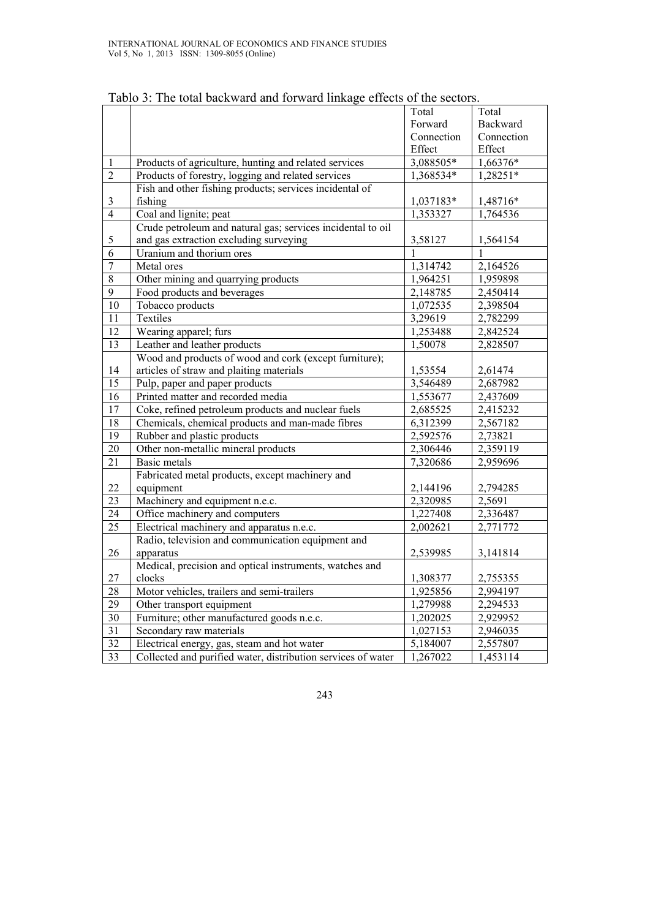Tablo 3: The total backward and forward linkage effects of the sectors.

| | | Total Forward Connection Effect | Total Backward Connection Effect |
|---|---|---|---|
| 1 | Products of agriculture, hunting and related services | 3,088505* | 1,66376* |
| 2 | Products of forestry, logging and related services | 1,368534* | 1,28251* |
| 3 | Fish and other fishing products; services incidental of fishing | 1,037183* | 1,48716* |
| 4 | Coal and lignite; peat | 1,353327 | 1,764536 |
| 5 | Crude petroleum and natural gas; services incidental to oil and gas extraction excluding surveying | 3,58127 | 1,564154 |
| 6 | Uranium and thorium ores | 1 | 1 |
| 7 | Metal ores | 1,314742 | 2,164526 |
| 8 | Other mining and quarrying products | 1,964251 | 1,959898 |
| 9 | Food products and beverages | 2,148785 | 2,450414 |
| 10 | Tobacco products | 1,072535 | 2,398504 |
| 11 | Textiles | 3,29619 | 2,782299 |
| 12 | Wearing apparel; furs | 1,253488 | 2,842524 |
| 13 | Leather and leather products | 1,50078 | 2,828507 |
| 14 | Wood and products of wood and cork (except furniture); articles of straw and plaiting materials | 1,53554 | 2,61474 |
| 15 | Pulp, paper and paper products | 3,546489 | 2,687982 |
| 16 | Printed matter and recorded media | 1,553677 | 2,437609 |
| 17 | Coke, refined petroleum products and nuclear fuels | 2,685525 | 2,415232 |
| 18 | Chemicals, chemical products and man-made fibres | 6,312399 | 2,567182 |
| 19 | Rubber and plastic products | 2,592576 | 2,73821 |
| 20 | Other non-metallic mineral products | 2,306446 | 2,359119 |
| 21 | Basic metals | 7,320686 | 2,959696 |
| 22 | Fabricated metal products, except machinery and equipment | 2,144196 | 2,794285 |
| 23 | Machinery and equipment n.e.c. | 2,320985 | 2,5691 |
| 24 | Office machinery and computers | 1,227408 | 2,336487 |
| 25 | Electrical machinery and apparatus n.e.c. | 2,002621 | 2,771772 |
| 26 | Radio, television and communication equipment and apparatus | 2,539985 | 3,141814 |
| 27 | Medical, precision and optical instruments, watches and clocks | 1,308377 | 2,755355 |
| 28 | Motor vehicles, trailers and semi-trailers | 1,925856 | 2,994197 |
| 29 | Other transport equipment | 1,279988 | 2,294533 |
| 30 | Furniture; other manufactured goods n.e.c. | 1,202025 | 2,929952 |
| 31 | Secondary raw materials | 1,027153 | 2,946035 |
| 32 | Electrical energy, gas, steam and hot water | 5,184007 | 2,557807 |
| 33 | Collected and purified water, distribution services of water | 1,267022 | 1,453114 |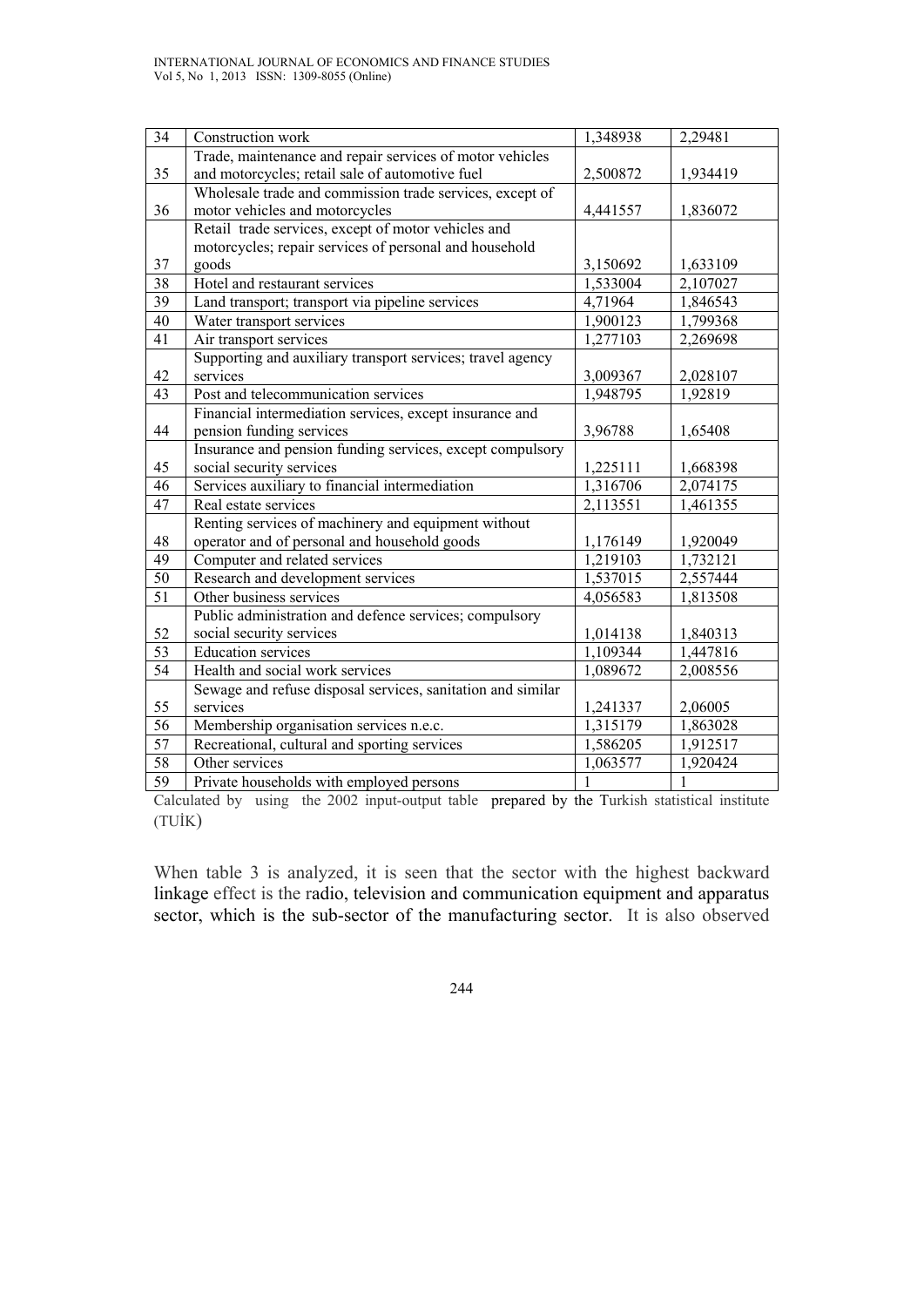| | | | |
|---|---|---|---|
| 34 | Construction work | 1,348938 | 2,29481 |
| 35 | Trade, maintenance and repair services of motor vehicles and motorcycles; retail sale of automotive fuel | 2,500872 | 1,934419 |
| 36 | Wholesale trade and commission trade services, except of motor vehicles and motorcycles | 4,441557 | 1,836072 |
| 37 | Retail trade services, except of motor vehicles and motorcycles; repair services of personal and household goods | 3,150692 | 1,633109 |
| 38 | Hotel and restaurant services | 1,533004 | 2,107027 |
| 39 | Land transport; transport via pipeline services | 4,71964 | 1,846543 |
| 40 | Water transport services | 1,900123 | 1,799368 |
| 41 | Air transport services | 1,277103 | 2,269698 |
| 42 | Supporting and auxiliary transport services; travel agency services | 3,009367 | 2,028107 |
| 43 | Post and telecommunication services | 1,948795 | 1,92819 |
| 44 | Financial intermediation services, except insurance and pension funding services | 3,96788 | 1,65408 |
| 45 | Insurance and pension funding services, except compulsory social security services | 1,225111 | 1,668398 |
| 46 | Services auxiliary to financial intermediation | 1,316706 | 2,074175 |
| 47 | Real estate services | 2,113551 | 1,461355 |
| 48 | Renting services of machinery and equipment without operator and of personal and household goods | 1,176149 | 1,920049 |
| 49 | Computer and related services | 1,219103 | 1,732121 |
| 50 | Research and development services | 1,537015 | 2,557444 |
| 51 | Other business services | 4,056583 | 1,813508 |
| 52 | Public administration and defence services; compulsory social security services | 1,014138 | 1,840313 |
| 53 | Education services | 1,109344 | 1,447816 |
| 54 | Health and social work services | 1,089672 | 2,008556 |
| 55 | Sewage and refuse disposal services, sanitation and similar services | 1,241337 | 2,06005 |
| 56 | Membership organisation services n.e.c. | 1,315179 | 1,863028 |
| 57 | Recreational, cultural and sporting services | 1,586205 | 1,912517 |
| 58 | Other services | 1,063577 | 1,920424 |
| 59 | Private households with employed persons | 1 | 1 |

Calculated by using the 2002 input-output table prepared by the Turkish statistical institute (TUİK)

When table 3 is analyzed, it is seen that the sector with the highest backward linkage effect is the radio, television and communication equipment and apparatus sector, which is the sub-sector of the manufacturing sector. It is also observed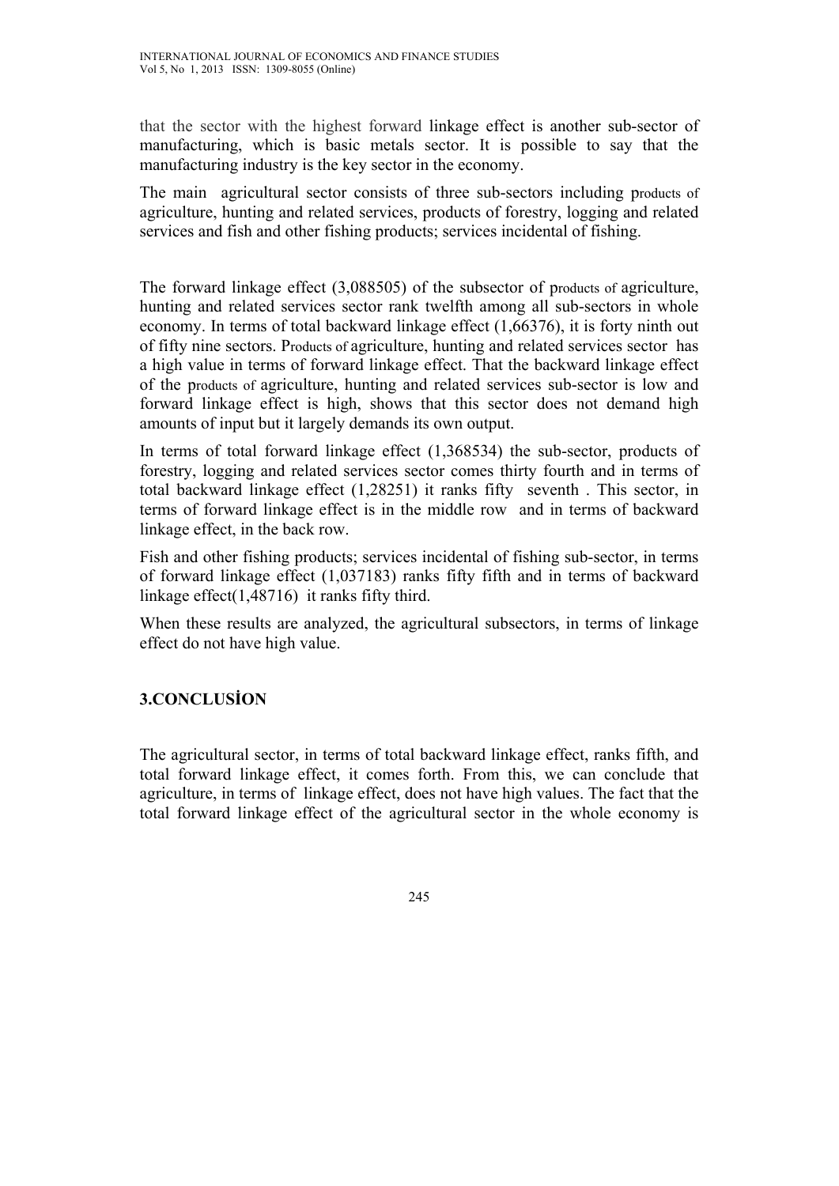that the sector with the highest forward linkage effect is another sub-sector of manufacturing, which is basic metals sector. It is possible to say that the manufacturing industry is the key sector in the economy.

The main agricultural sector consists of three sub-sectors including products of agriculture, hunting and related services, products of forestry, logging and related services and fish and other fishing products; services incidental of fishing.

The forward linkage effect (3,088505) of the subsector of products of agriculture, hunting and related services sector rank twelfth among all sub-sectors in whole economy. In terms of total backward linkage effect (1,66376), it is forty ninth out of fifty nine sectors. Products of agriculture, hunting and related services sector has a high value in terms of forward linkage effect. That the backward linkage effect of the products of agriculture, hunting and related services sub-sector is low and forward linkage effect is high, shows that this sector does not demand high amounts of input but it largely demands its own output.

In terms of total forward linkage effect (1,368534) the sub-sector, products of forestry, logging and related services sector comes thirty fourth and in terms of total backward linkage effect (1,28251) it ranks fifty seventh . This sector, in terms of forward linkage effect is in the middle row and in terms of backward linkage effect, in the back row.

Fish and other fishing products; services incidental of fishing sub-sector, in terms of forward linkage effect (1,037183) ranks fifty fifth and in terms of backward linkage effect(1,48716) it ranks fifty third.

When these results are analyzed, the agricultural subsectors, in terms of linkage effect do not have high value.

## 3.CONCLUSİON

The agricultural sector, in terms of total backward linkage effect, ranks fifth, and total forward linkage effect, it comes forth. From this, we can conclude that agriculture, in terms of linkage effect, does not have high values. The fact that the total forward linkage effect of the agricultural sector in the whole economy is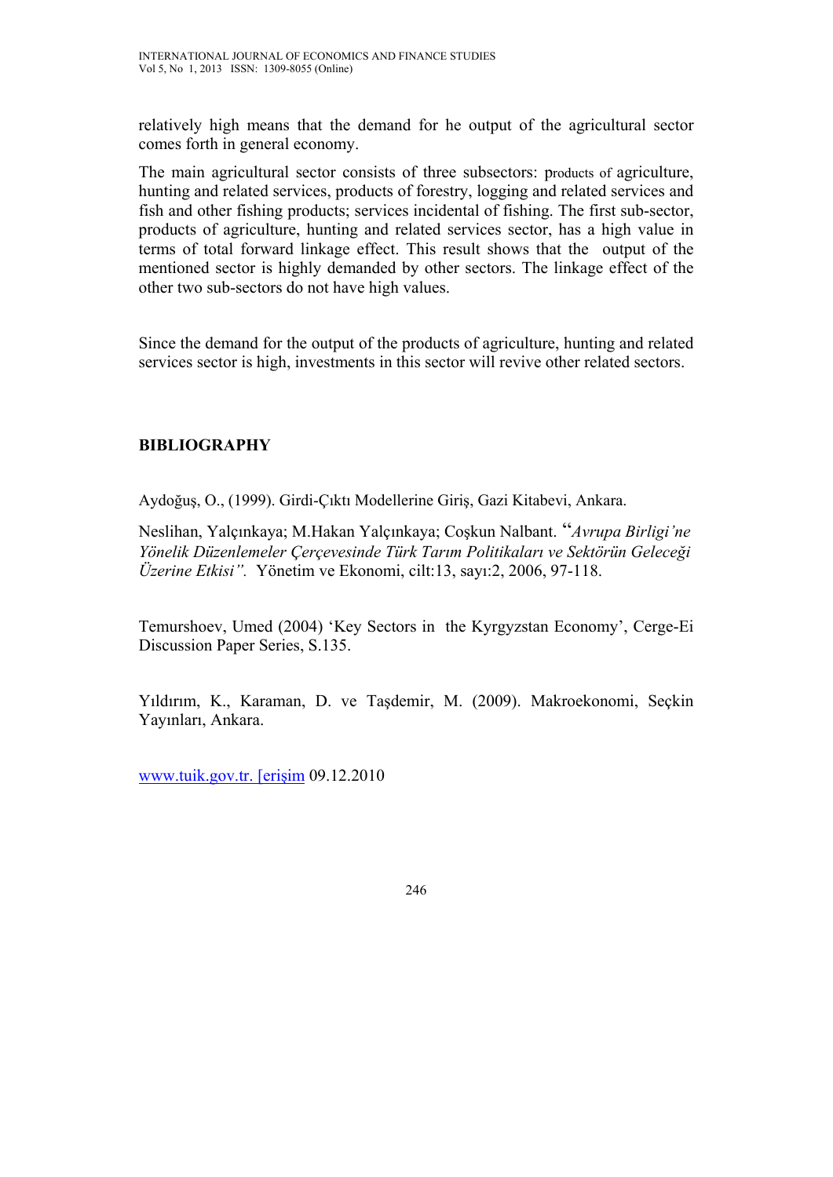relatively high means that the demand for he output of the agricultural sector comes forth in general economy.

The main agricultural sector consists of three subsectors: products of agriculture, hunting and related services, products of forestry, logging and related services and fish and other fishing products; services incidental of fishing. The first sub-sector, products of agriculture, hunting and related services sector, has a high value in terms of total forward linkage effect. This result shows that the output of the mentioned sector is highly demanded by other sectors. The linkage effect of the other two sub-sectors do not have high values.

Since the demand for the output of the products of agriculture, hunting and related services sector is high, investments in this sector will revive other related sectors.

## BIBLIOGRAPHY

Aydoğuş, O., (1999). Girdi-Çıktı Modellerine Giriş, Gazi Kitabevi, Ankara.

Neslihan, Yalçınkaya; M.Hakan Yalçınkaya; Coşkun Nalbant. "*Avrupa Birligi'ne Yönelik Düzenlemeler Çerçevesinde Türk Tarım Politikaları ve Sektörün Geleceği Üzerine Etkisi".* Yönetim ve Ekonomi, cilt:13, sayı:2, 2006, 97-118.

Temurshoev, Umed (2004) 'Key Sectors in the Kyrgyzstan Economy', Cerge-Ei Discussion Paper Series, S.135.

Yıldırım, K., Karaman, D. ve Taşdemir, M. (2009). Makroekonomi, Seçkin Yayınları, Ankara.

www.tuik.gov.tr. [erişim 09.12.2010